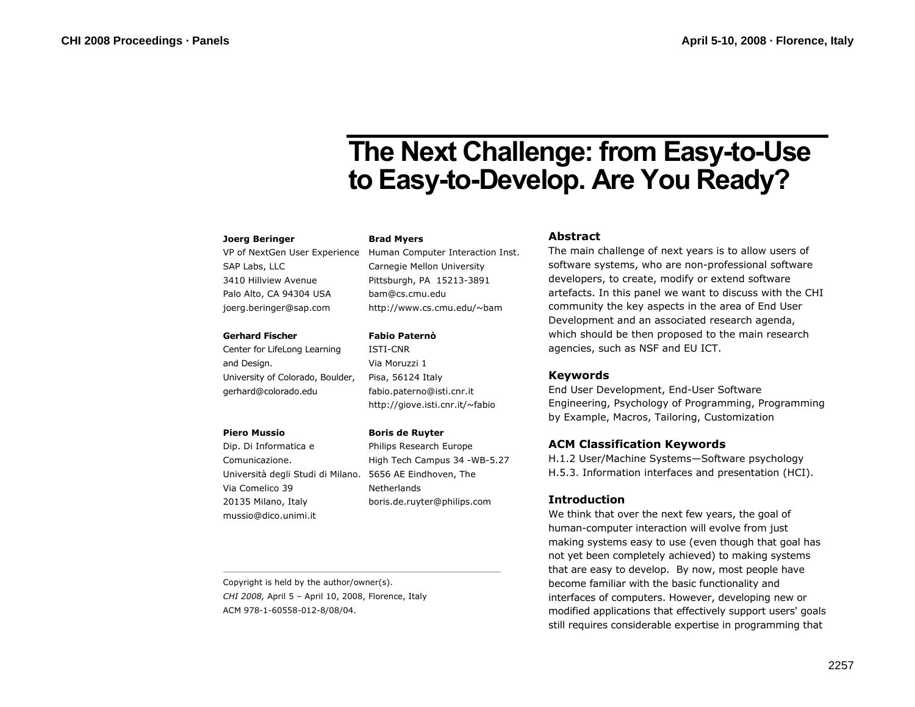# The Next Challenge: from Easy-to-Use to Easy-to-Develop. Are You Ready?

**Joerg Beringer**
VP of NextGen User Experience
SAP Labs, LLC
3410 Hillview Avenue
Palo Alto, CA 94304 USA
joerg.beringer@sap.com

**Gerhard Fischer**
Center for LifeLong Learning and Design.
University of Colorado, Boulder,
gerhard@colorado.edu

**Piero Mussio**
Dip. Di Informatica e Comunicazione.
Università degli Studi di Milano.
Via Comelico 39
20135 Milano, Italy
mussio@dico.unimi.it

**Brad Myers**
Human Computer Interaction Inst.
Carnegie Mellon University
Pittsburgh, PA 15213-3891
bam@cs.cmu.edu
http://www.cs.cmu.edu/~bam

**Fabio Paternò**
ISTI-CNR
Via Moruzzi 1
Pisa, 56124 Italy
fabio.paterno@isti.cnr.it
http://giove.isti.cnr.it/~fabio

**Boris de Ruyter**
Philips Research Europe
High Tech Campus 34 -WB-5.27
5656 AE Eindhoven, The Netherlands
boris.de.ruyter@philips.com

Copyright is held by the author/owner(s).
*CHI 2008,* April 5 – April 10, 2008, Florence, Italy
ACM 978-1-60558-012-8/08/04.

## Abstract

The main challenge of next years is to allow users of software systems, who are non-professional software developers, to create, modify or extend software artefacts. In this panel we want to discuss with the CHI community the key aspects in the area of End User Development and an associated research agenda, which should be then proposed to the main research agencies, such as NSF and EU ICT.

## Keywords

End User Development, End-User Software Engineering, Psychology of Programming, Programming by Example, Macros, Tailoring, Customization

## ACM Classification Keywords

H.1.2 User/Machine Systems—Software psychology
H.5.3. Information interfaces and presentation (HCI).

## Introduction

We think that over the next few years, the goal of human-computer interaction will evolve from just making systems easy to use (even though that goal has not yet been completely achieved) to making systems that are easy to develop. By now, most people have become familiar with the basic functionality and interfaces of computers. However, developing new or modified applications that effectively support users' goals still requires considerable expertise in programming that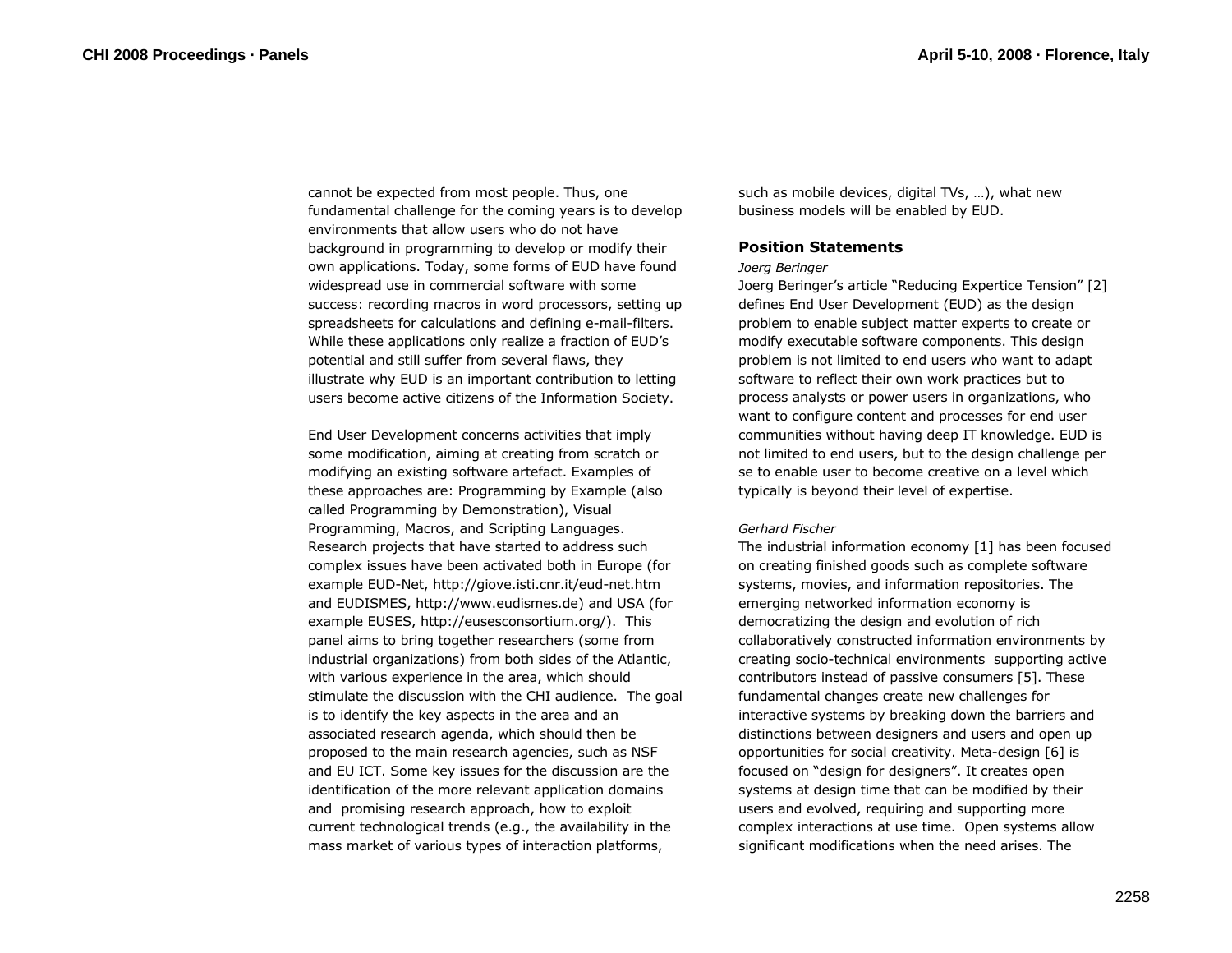cannot be expected from most people. Thus, one fundamental challenge for the coming years is to develop environments that allow users who do not have background in programming to develop or modify their own applications. Today, some forms of EUD have found widespread use in commercial software with some success: recording macros in word processors, setting up spreadsheets for calculations and defining e-mail-filters. While these applications only realize a fraction of EUD's potential and still suffer from several flaws, they illustrate why EUD is an important contribution to letting users become active citizens of the Information Society.

End User Development concerns activities that imply some modification, aiming at creating from scratch or modifying an existing software artefact. Examples of these approaches are: Programming by Example (also called Programming by Demonstration), Visual Programming, Macros, and Scripting Languages. Research projects that have started to address such complex issues have been activated both in Europe (for example EUD-Net, http://giove.isti.cnr.it/eud-net.htm and EUDISMES, http://www.eudismes.de) and USA (for example EUSES, http://eusesconsortium.org/). This panel aims to bring together researchers (some from industrial organizations) from both sides of the Atlantic, with various experience in the area, which should stimulate the discussion with the CHI audience. The goal is to identify the key aspects in the area and an associated research agenda, which should then be proposed to the main research agencies, such as NSF and EU ICT. Some key issues for the discussion are the identification of the more relevant application domains and promising research approach, how to exploit current technological trends (e.g., the availability in the mass market of various types of interaction platforms, such as mobile devices, digital TVs, …), what new business models will be enabled by EUD.

## Position Statements

*Joerg Beringer*

Joerg Beringer's article "Reducing Expertice Tension" [2] defines End User Development (EUD) as the design problem to enable subject matter experts to create or modify executable software components. This design problem is not limited to end users who want to adapt software to reflect their own work practices but to process analysts or power users in organizations, who want to configure content and processes for end user communities without having deep IT knowledge. EUD is not limited to end users, but to the design challenge per se to enable user to become creative on a level which typically is beyond their level of expertise.

*Gerhard Fischer*

The industrial information economy [1] has been focused on creating finished goods such as complete software systems, movies, and information repositories. The emerging networked information economy is democratizing the design and evolution of rich collaboratively constructed information environments by creating socio-technical environments supporting active contributors instead of passive consumers [5]. These fundamental changes create new challenges for interactive systems by breaking down the barriers and distinctions between designers and users and open up opportunities for social creativity. Meta-design [6] is focused on "design for designers". It creates open systems at design time that can be modified by their users and evolved, requiring and supporting more complex interactions at use time. Open systems allow significant modifications when the need arises. The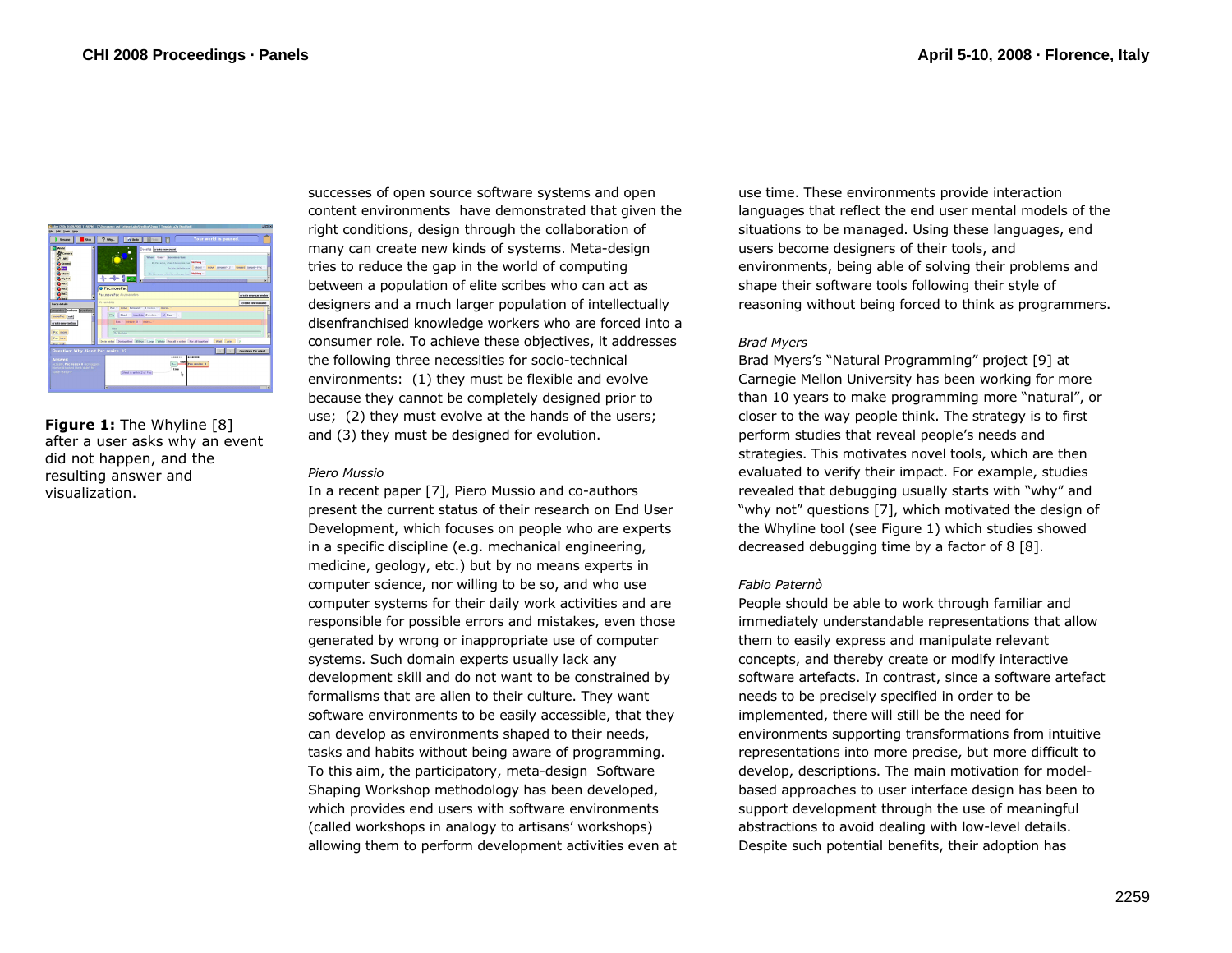**Figure 1:** The Whyline [8] after a user asks why an event did not happen, and the resulting answer and visualization.

successes of open source software systems and open content environments have demonstrated that given the right conditions, design through the collaboration of many can create new kinds of systems. Meta-design tries to reduce the gap in the world of computing between a population of elite scribes who can act as designers and a much larger population of intellectually disenfranchised knowledge workers who are forced into a consumer role. To achieve these objectives, it addresses the following three necessities for socio-technical environments: (1) they must be flexible and evolve because they cannot be completely designed prior to use; (2) they must evolve at the hands of the users; and (3) they must be designed for evolution.

*Piero Mussio*

In a recent paper [7], Piero Mussio and co-authors present the current status of their research on End User Development, which focuses on people who are experts in a specific discipline (e.g. mechanical engineering, medicine, geology, etc.) but by no means experts in computer science, nor willing to be so, and who use computer systems for their daily work activities and are responsible for possible errors and mistakes, even those generated by wrong or inappropriate use of computer systems. Such domain experts usually lack any development skill and do not want to be constrained by formalisms that are alien to their culture. They want software environments to be easily accessible, that they can develop as environments shaped to their needs, tasks and habits without being aware of programming. To this aim, the participatory, meta-design Software Shaping Workshop methodology has been developed, which provides end users with software environments (called workshops in analogy to artisans' workshops) allowing them to perform development activities even at use time. These environments provide interaction languages that reflect the end user mental models of the situations to be managed. Using these languages, end users become designers of their tools, and environments, being able of solving their problems and shape their software tools following their style of reasoning without being forced to think as programmers.

*Brad Myers*

Brad Myers's "Natural Programming" project [9] at Carnegie Mellon University has been working for more than 10 years to make programming more "natural", or closer to the way people think. The strategy is to first perform studies that reveal people's needs and strategies. This motivates novel tools, which are then evaluated to verify their impact. For example, studies revealed that debugging usually starts with "why" and "why not" questions [7], which motivated the design of the Whyline tool (see Figure 1) which studies showed decreased debugging time by a factor of 8 [8].

*Fabio Paternò*

People should be able to work through familiar and immediately understandable representations that allow them to easily express and manipulate relevant concepts, and thereby create or modify interactive software artefacts. In contrast, since a software artefact needs to be precisely specified in order to be implemented, there will still be the need for environments supporting transformations from intuitive representations into more precise, but more difficult to develop, descriptions. The main motivation for model-based approaches to user interface design has been to support development through the use of meaningful abstractions to avoid dealing with low-level details. Despite such potential benefits, their adoption has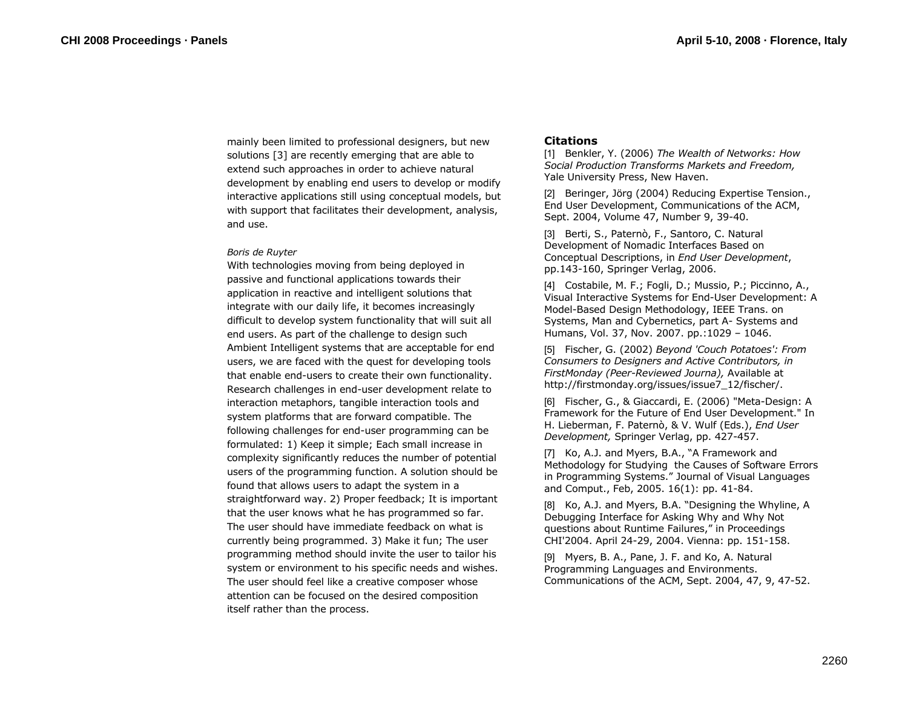mainly been limited to professional designers, but new solutions [3] are recently emerging that are able to extend such approaches in order to achieve natural development by enabling end users to develop or modify interactive applications still using conceptual models, but with support that facilitates their development, analysis, and use.

*Boris de Ruyter*

With technologies moving from being deployed in passive and functional applications towards their application in reactive and intelligent solutions that integrate with our daily life, it becomes increasingly difficult to develop system functionality that will suit all end users. As part of the challenge to design such Ambient Intelligent systems that are acceptable for end users, we are faced with the quest for developing tools that enable end-users to create their own functionality. Research challenges in end-user development relate to interaction metaphors, tangible interaction tools and system platforms that are forward compatible. The following challenges for end-user programming can be formulated: 1) Keep it simple; Each small increase in complexity significantly reduces the number of potential users of the programming function. A solution should be found that allows users to adapt the system in a straightforward way. 2) Proper feedback; It is important that the user knows what he has programmed so far. The user should have immediate feedback on what is currently being programmed. 3) Make it fun; The user programming method should invite the user to tailor his system or environment to his specific needs and wishes. The user should feel like a creative composer whose attention can be focused on the desired composition itself rather than the process.

## Citations

[1] Benkler, Y. (2006) *The Wealth of Networks: How Social Production Transforms Markets and Freedom,* Yale University Press, New Haven.

[2] Beringer, Jörg (2004) Reducing Expertise Tension., End User Development, Communications of the ACM, Sept. 2004, Volume 47, Number 9, 39-40.

[3] Berti, S., Paternò, F., Santoro, C. Natural Development of Nomadic Interfaces Based on Conceptual Descriptions, in *End User Development*, pp.143-160, Springer Verlag, 2006.

[4] Costabile, M. F.; Fogli, D.; Mussio, P.; Piccinno, A., Visual Interactive Systems for End-User Development: A Model-Based Design Methodology, IEEE Trans. on Systems, Man and Cybernetics, part A- Systems and Humans, Vol. 37, Nov. 2007. pp.:1029 – 1046.

[5] Fischer, G. (2002) *Beyond 'Couch Potatoes': From Consumers to Designers and Active Contributors, in FirstMonday (Peer-Reviewed Journa),* Available at http://firstmonday.org/issues/issue7_12/fischer/.

[6] Fischer, G., & Giaccardi, E. (2006) "Meta-Design: A Framework for the Future of End User Development." In H. Lieberman, F. Paternò, & V. Wulf (Eds.), *End User Development,* Springer Verlag, pp. 427-457.

[7] Ko, A.J. and Myers, B.A., "A Framework and Methodology for Studying the Causes of Software Errors in Programming Systems." Journal of Visual Languages and Comput., Feb, 2005. 16(1): pp. 41-84.

[8] Ko, A.J. and Myers, B.A. "Designing the Whyline, A Debugging Interface for Asking Why and Why Not questions about Runtime Failures," in Proceedings CHI'2004. April 24-29, 2004. Vienna: pp. 151-158.

[9] Myers, B. A., Pane, J. F. and Ko, A. Natural Programming Languages and Environments. Communications of the ACM, Sept. 2004, 47, 9, 47-52.